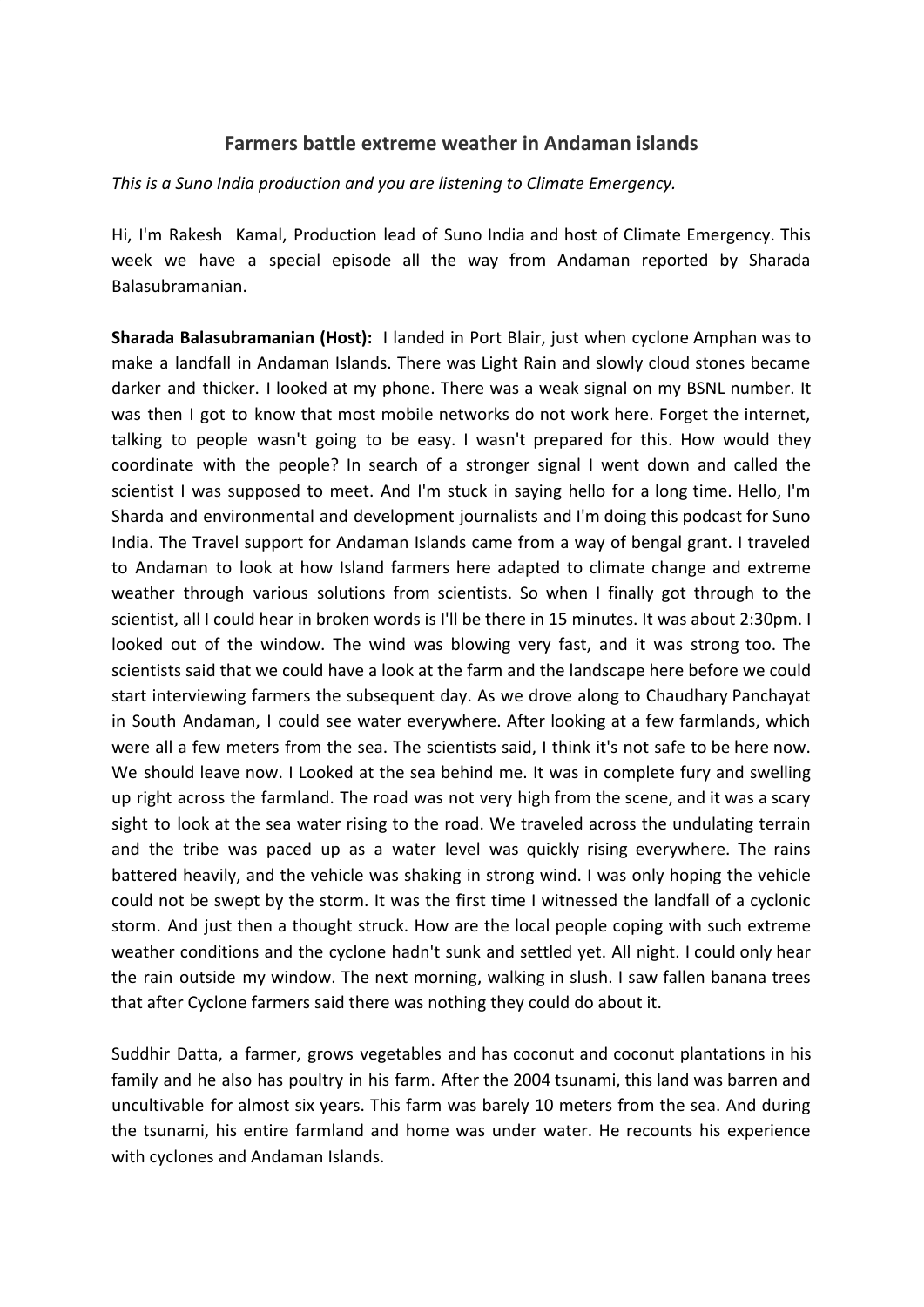## Farmers battle extreme weather in Andaman islands

*This is a Suno India production and you are listening to Climate Emergency.*

Hi, I'm Rakesh  Kamal, Production lead of Suno India and host of Climate Emergency. This week we have a special episode all the way from Andaman reported by Sharada Balasubramanian.

**Sharada Balasubramanian (Host):** I landed in Port Blair, just when cyclone Amphan was to make a landfall in Andaman Islands. There was Light Rain and slowly cloud stones became darker and thicker. I looked at my phone. There was a weak signal on my BSNL number. It was then I got to know that most mobile networks do not work here. Forget the internet, talking to people wasn't going to be easy. I wasn't prepared for this. How would they coordinate with the people? In search of a stronger signal I went down and called the scientist I was supposed to meet. And I'm stuck in saying hello for a long time. Hello, I'm Sharda and environmental and development journalists and I'm doing this podcast for Suno India. The Travel support for Andaman Islands came from a way of bengal grant. I traveled to Andaman to look at how Island farmers here adapted to climate change and extreme weather through various solutions from scientists. So when I finally got through to the scientist, all I could hear in broken words is I'll be there in 15 minutes. It was about 2:30pm. I looked out of the window. The wind was blowing very fast, and it was strong too. The scientists said that we could have a look at the farm and the landscape here before we could start interviewing farmers the subsequent day. As we drove along to Chaudhary Panchayat in South Andaman, I could see water everywhere. After looking at a few farmlands, which were all a few meters from the sea. The scientists said, I think it's not safe to be here now. We should leave now. I Looked at the sea behind me. It was in complete fury and swelling up right across the farmland. The road was not very high from the scene, and it was a scary sight to look at the sea water rising to the road. We traveled across the undulating terrain and the tribe was paced up as a water level was quickly rising everywhere. The rains battered heavily, and the vehicle was shaking in strong wind. I was only hoping the vehicle could not be swept by the storm. It was the first time I witnessed the landfall of a cyclonic storm. And just then a thought struck. How are the local people coping with such extreme weather conditions and the cyclone hadn't sunk and settled yet. All night. I could only hear the rain outside my window. The next morning, walking in slush. I saw fallen banana trees that after Cyclone farmers said there was nothing they could do about it.

Suddhir Datta, a farmer, grows vegetables and has coconut and coconut plantations in his family and he also has poultry in his farm. After the 2004 tsunami, this land was barren and uncultivable for almost six years. This farm was barely 10 meters from the sea. And during the tsunami, his entire farmland and home was under water. He recounts his experience with cyclones and Andaman Islands.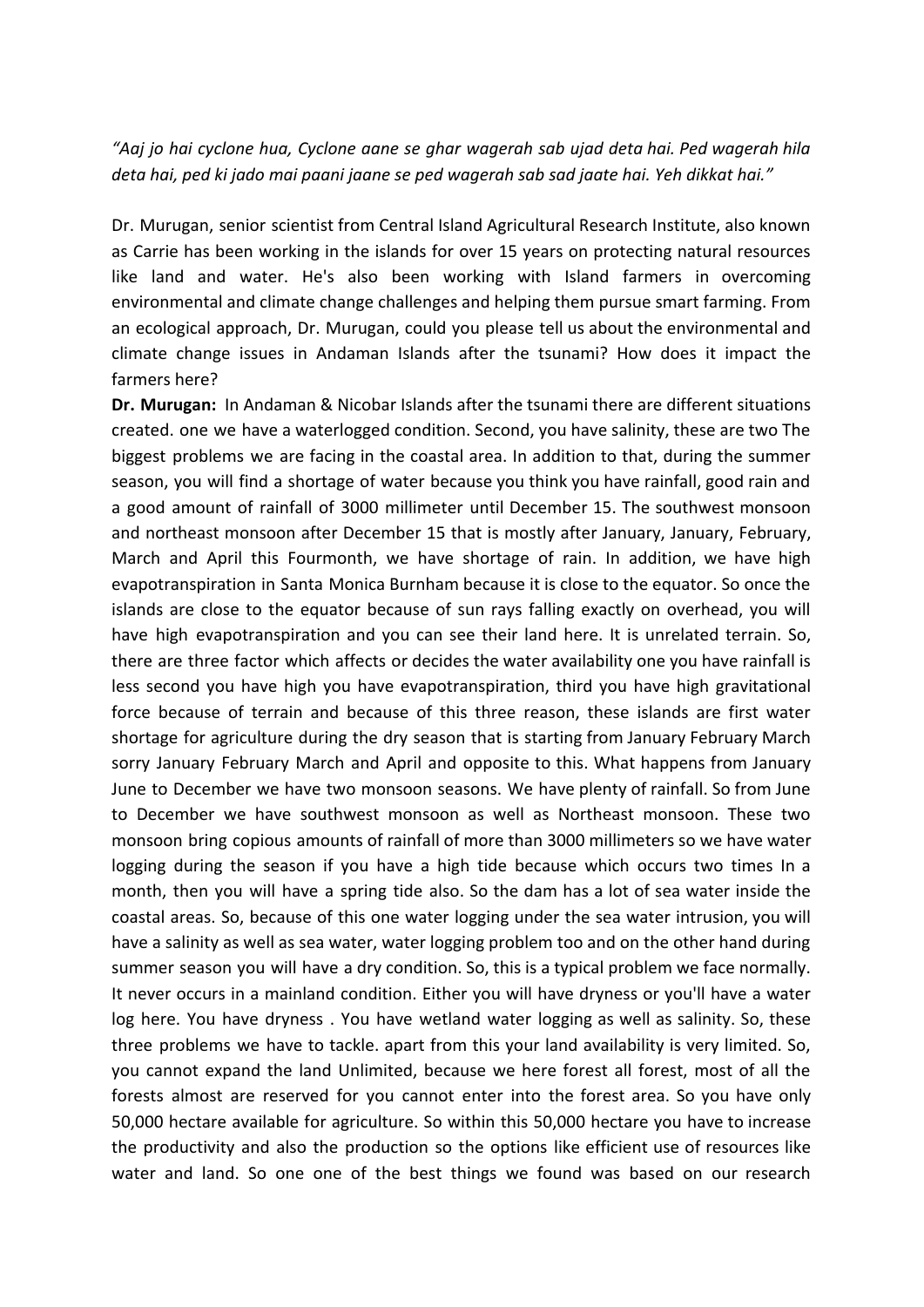*"Aaj jo hai cyclone hua, Cyclone aane se ghar wagerah sab ujad deta hai. Ped wagerah hila deta hai, ped ki jado mai paani jaane se ped wagerah sab sad jaate hai. Yeh dikkat hai."*

Dr. Murugan, senior scientist from Central Island Agricultural Research Institute, also known as Carrie has been working in the islands for over 15 years on protecting natural resources like land and water. He's also been working with Island farmers in overcoming environmental and climate change challenges and helping them pursue smart farming. From an ecological approach, Dr. Murugan, could you please tell us about the environmental and climate change issues in Andaman Islands after the tsunami? How does it impact the farmers here?

**Dr. Murugan:** In Andaman & Nicobar Islands after the tsunami there are different situations created. one we have a waterlogged condition. Second, you have salinity, these are two The biggest problems we are facing in the coastal area. In addition to that, during the summer season, you will find a shortage of water because you think you have rainfall, good rain and a good amount of rainfall of 3000 millimeter until December 15. The southwest monsoon and northeast monsoon after December 15 that is mostly after January, January, February, March and April this Fourmonth, we have shortage of rain. In addition, we have high evapotranspiration in Santa Monica Burnham because it is close to the equator. So once the islands are close to the equator because of sun rays falling exactly on overhead, you will have high evapotranspiration and you can see their land here. It is unrelated terrain. So, there are three factor which affects or decides the water availability one you have rainfall is less second you have high you have evapotranspiration, third you have high gravitational force because of terrain and because of this three reason, these islands are first water shortage for agriculture during the dry season that is starting from January February March sorry January February March and April and opposite to this. What happens from January June to December we have two monsoon seasons. We have plenty of rainfall. So from June to December we have southwest monsoon as well as Northeast monsoon. These two monsoon bring copious amounts of rainfall of more than 3000 millimeters so we have water logging during the season if you have a high tide because which occurs two times In a month, then you will have a spring tide also. So the dam has a lot of sea water inside the coastal areas. So, because of this one water logging under the sea water intrusion, you will have a salinity as well as sea water, water logging problem too and on the other hand during summer season you will have a dry condition. So, this is a typical problem we face normally. It never occurs in a mainland condition. Either you will have dryness or you'll have a water log here. You have dryness . You have wetland water logging as well as salinity. So, these three problems we have to tackle. apart from this your land availability is very limited. So, you cannot expand the land Unlimited, because we here forest all forest, most of all the forests almost are reserved for you cannot enter into the forest area. So you have only 50,000 hectare available for agriculture. So within this 50,000 hectare you have to increase the productivity and also the production so the options like efficient use of resources like water and land. So one one of the best things we found was based on our research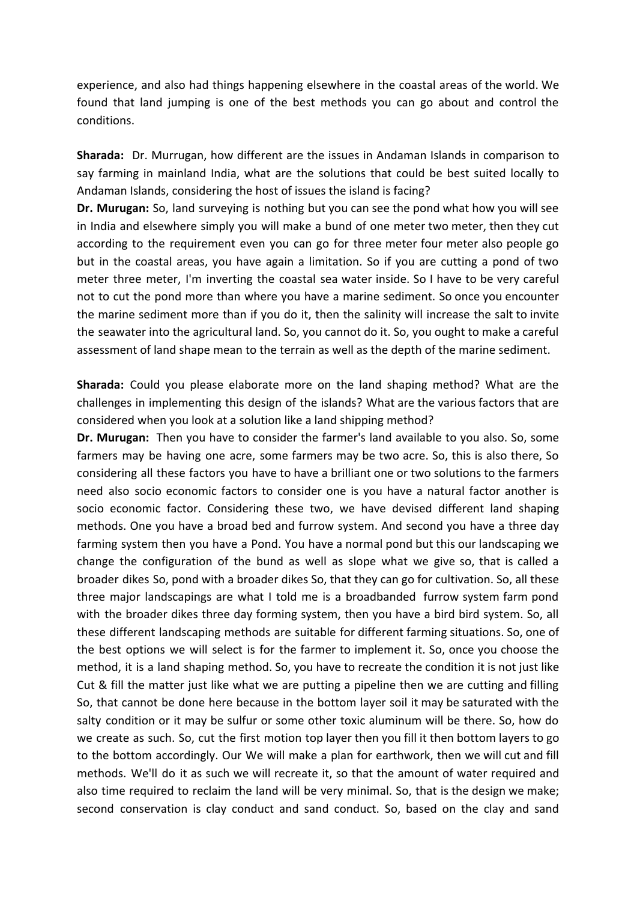experience, and also had things happening elsewhere in the coastal areas of the world. We found that land jumping is one of the best methods you can go about and control the conditions.

**Sharada:** Dr. Murrugan, how different are the issues in Andaman Islands in comparison to say farming in mainland India, what are the solutions that could be best suited locally to Andaman Islands, considering the host of issues the island is facing?

**Dr. Murugan:** So, land surveying is nothing but you can see the pond what how you will see in India and elsewhere simply you will make a bund of one meter two meter, then they cut according to the requirement even you can go for three meter four meter also people go but in the coastal areas, you have again a limitation. So if you are cutting a pond of two meter three meter, I'm inverting the coastal sea water inside. So I have to be very careful not to cut the pond more than where you have a marine sediment. So once you encounter the marine sediment more than if you do it, then the salinity will increase the salt to invite the seawater into the agricultural land. So, you cannot do it. So, you ought to make a careful assessment of land shape mean to the terrain as well as the depth of the marine sediment.

**Sharada:** Could you please elaborate more on the land shaping method? What are the challenges in implementing this design of the islands? What are the various factors that are considered when you look at a solution like a land shipping method?

**Dr. Murugan:** Then you have to consider the farmer's land available to you also. So, some farmers may be having one acre, some farmers may be two acre. So, this is also there, So considering all these factors you have to have a brilliant one or two solutions to the farmers need also socio economic factors to consider one is you have a natural factor another is socio economic factor. Considering these two, we have devised different land shaping methods. One you have a broad bed and furrow system. And second you have a three day farming system then you have a Pond. You have a normal pond but this our landscaping we change the configuration of the bund as well as slope what we give so, that is called a broader dikes So, pond with a broader dikes So, that they can go for cultivation. So, all these three major landscapings are what I told me is a broadbanded furrow system farm pond with the broader dikes three day forming system, then you have a bird bird system. So, all these different landscaping methods are suitable for different farming situations. So, one of the best options we will select is for the farmer to implement it. So, once you choose the method, it is a land shaping method. So, you have to recreate the condition it is not just like Cut & fill the matter just like what we are putting a pipeline then we are cutting and filling So, that cannot be done here because in the bottom layer soil it may be saturated with the salty condition or it may be sulfur or some other toxic aluminum will be there. So, how do we create as such. So, cut the first motion top layer then you fill it then bottom layers to go to the bottom accordingly. Our We will make a plan for earthwork, then we will cut and fill methods. We'll do it as such we will recreate it, so that the amount of water required and also time required to reclaim the land will be very minimal. So, that is the design we make; second conservation is clay conduct and sand conduct. So, based on the clay and sand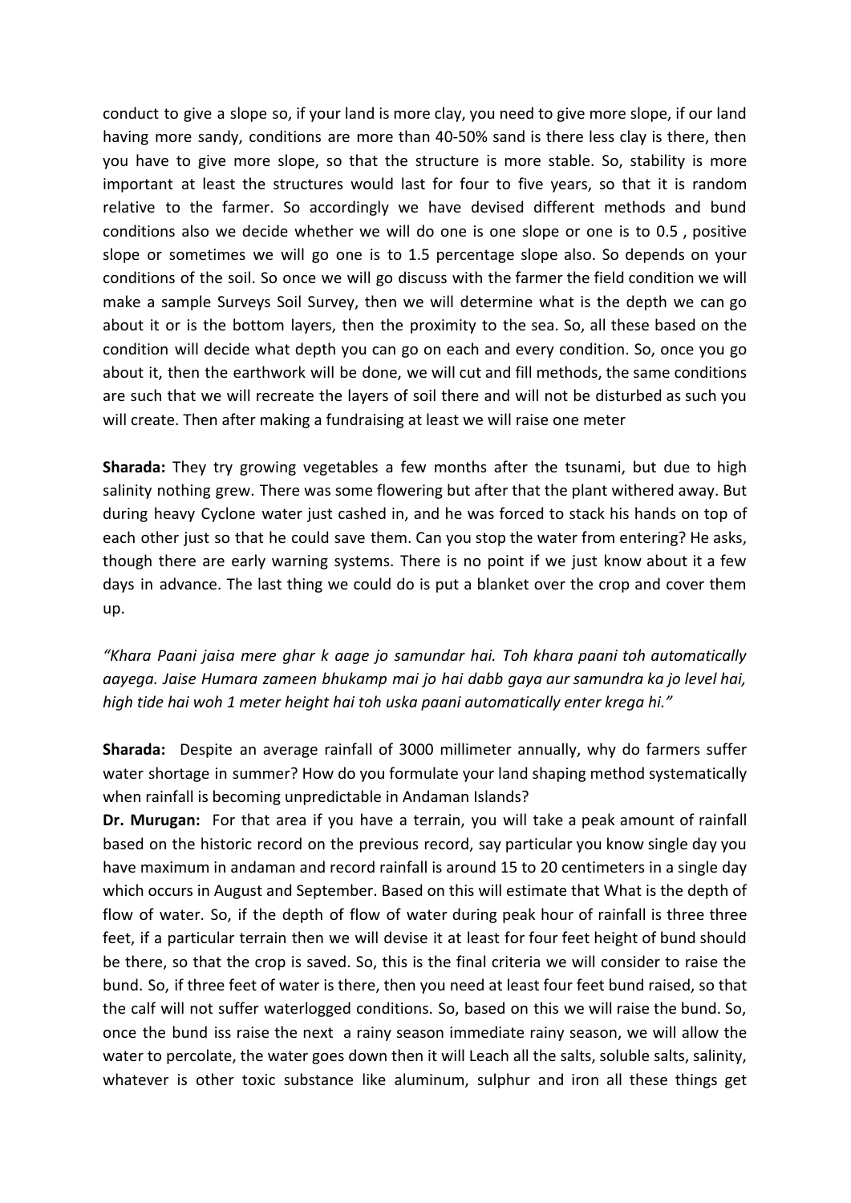conduct to give a slope so, if your land is more clay, you need to give more slope, if our land having more sandy, conditions are more than 40-50% sand is there less clay is there, then you have to give more slope, so that the structure is more stable. So, stability is more important at least the structures would last for four to five years, so that it is random relative to the farmer. So accordingly we have devised different methods and bund conditions also we decide whether we will do one is one slope or one is to 0.5 , positive slope or sometimes we will go one is to 1.5 percentage slope also. So depends on your conditions of the soil. So once we will go discuss with the farmer the field condition we will make a sample Surveys Soil Survey, then we will determine what is the depth we can go about it or is the bottom layers, then the proximity to the sea. So, all these based on the condition will decide what depth you can go on each and every condition. So, once you go about it, then the earthwork will be done, we will cut and fill methods, the same conditions are such that we will recreate the layers of soil there and will not be disturbed as such you will create. Then after making a fundraising at least we will raise one meter

**Sharada:** They try growing vegetables a few months after the tsunami, but due to high salinity nothing grew. There was some flowering but after that the plant withered away. But during heavy Cyclone water just cashed in, and he was forced to stack his hands on top of each other just so that he could save them. Can you stop the water from entering? He asks, though there are early warning systems. There is no point if we just know about it a few days in advance. The last thing we could do is put a blanket over the crop and cover them up.

*"Khara Paani jaisa mere ghar k aage jo samundar hai. Toh khara paani toh automatically aayega. Jaise Humara zameen bhukamp mai jo hai dabb gaya aur samundra ka jo level hai, high tide hai woh 1 meter height hai toh uska paani automatically enter krega hi."*

**Sharada:** Despite an average rainfall of 3000 millimeter annually, why do farmers suffer water shortage in summer? How do you formulate your land shaping method systematically when rainfall is becoming unpredictable in Andaman Islands?

**Dr. Murugan:** For that area if you have a terrain, you will take a peak amount of rainfall based on the historic record on the previous record, say particular you know single day you have maximum in andaman and record rainfall is around 15 to 20 centimeters in a single day which occurs in August and September. Based on this will estimate that What is the depth of flow of water. So, if the depth of flow of water during peak hour of rainfall is three three feet, if a particular terrain then we will devise it at least for four feet height of bund should be there, so that the crop is saved. So, this is the final criteria we will consider to raise the bund. So, if three feet of water is there, then you need at least four feet bund raised, so that the calf will not suffer waterlogged conditions. So, based on this we will raise the bund. So, once the bund iss raise the next a rainy season immediate rainy season, we will allow the water to percolate, the water goes down then it will Leach all the salts, soluble salts, salinity, whatever is other toxic substance like aluminum, sulphur and iron all these things get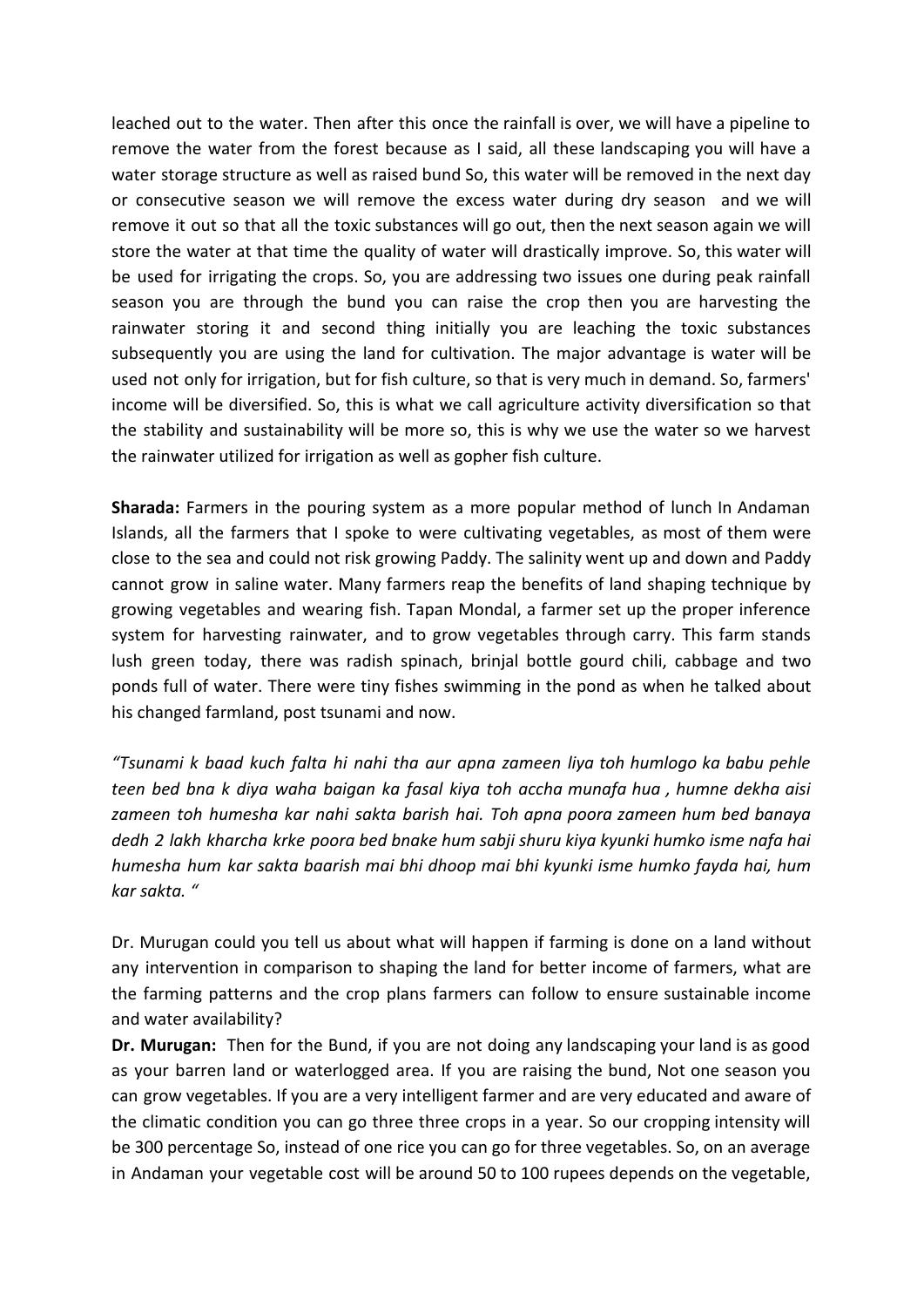leached out to the water. Then after this once the rainfall is over, we will have a pipeline to remove the water from the forest because as I said, all these landscaping you will have a water storage structure as well as raised bund So, this water will be removed in the next day or consecutive season we will remove the excess water during dry season and we will remove it out so that all the toxic substances will go out, then the next season again we will store the water at that time the quality of water will drastically improve. So, this water will be used for irrigating the crops. So, you are addressing two issues one during peak rainfall season you are through the bund you can raise the crop then you are harvesting the rainwater storing it and second thing initially you are leaching the toxic substances subsequently you are using the land for cultivation. The major advantage is water will be used not only for irrigation, but for fish culture, so that is very much in demand. So, farmers' income will be diversified. So, this is what we call agriculture activity diversification so that the stability and sustainability will be more so, this is why we use the water so we harvest the rainwater utilized for irrigation as well as gopher fish culture.

**Sharada:** Farmers in the pouring system as a more popular method of lunch In Andaman Islands, all the farmers that I spoke to were cultivating vegetables, as most of them were close to the sea and could not risk growing Paddy. The salinity went up and down and Paddy cannot grow in saline water. Many farmers reap the benefits of land shaping technique by growing vegetables and wearing fish. Tapan Mondal, a farmer set up the proper inference system for harvesting rainwater, and to grow vegetables through carry. This farm stands lush green today, there was radish spinach, brinjal bottle gourd chili, cabbage and two ponds full of water. There were tiny fishes swimming in the pond as when he talked about his changed farmland, post tsunami and now.

*"Tsunami k baad kuch falta hi nahi tha aur apna zameen liya toh humlogo ka babu pehle teen bed bna k diya waha baigan ka fasal kiya toh accha munafa hua , humne dekha aisi zameen toh humesha kar nahi sakta barish hai. Toh apna poora zameen hum bed banaya dedh 2 lakh kharcha krke poora bed bnake hum sabji shuru kiya kyunki humko isme nafa hai humesha hum kar sakta baarish mai bhi dhoop mai bhi kyunki isme humko fayda hai, hum kar sakta. "*

Dr. Murugan could you tell us about what will happen if farming is done on a land without any intervention in comparison to shaping the land for better income of farmers, what are the farming patterns and the crop plans farmers can follow to ensure sustainable income and water availability?

**Dr. Murugan:** Then for the Bund, if you are not doing any landscaping your land is as good as your barren land or waterlogged area. If you are raising the bund, Not one season you can grow vegetables. If you are a very intelligent farmer and are very educated and aware of the climatic condition you can go three three crops in a year. So our cropping intensity will be 300 percentage So, instead of one rice you can go for three vegetables. So, on an average in Andaman your vegetable cost will be around 50 to 100 rupees depends on the vegetable,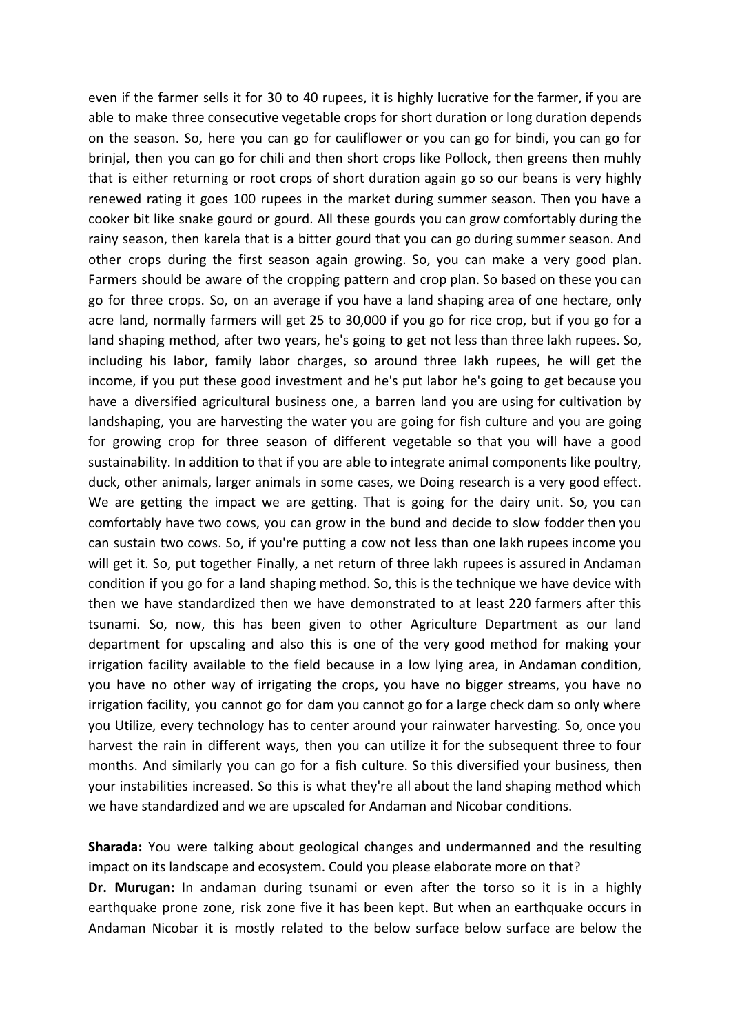even if the farmer sells it for 30 to 40 rupees, it is highly lucrative for the farmer, if you are able to make three consecutive vegetable crops for short duration or long duration depends on the season. So, here you can go for cauliflower or you can go for bindi, you can go for brinjal, then you can go for chili and then short crops like Pollock, then greens then muhly that is either returning or root crops of short duration again go so our beans is very highly renewed rating it goes 100 rupees in the market during summer season. Then you have a cooker bit like snake gourd or gourd. All these gourds you can grow comfortably during the rainy season, then karela that is a bitter gourd that you can go during summer season. And other crops during the first season again growing. So, you can make a very good plan. Farmers should be aware of the cropping pattern and crop plan. So based on these you can go for three crops. So, on an average if you have a land shaping area of one hectare, only acre land, normally farmers will get 25 to 30,000 if you go for rice crop, but if you go for a land shaping method, after two years, he's going to get not less than three lakh rupees. So, including his labor, family labor charges, so around three lakh rupees, he will get the income, if you put these good investment and he's put labor he's going to get because you have a diversified agricultural business one, a barren land you are using for cultivation by landshaping, you are harvesting the water you are going for fish culture and you are going for growing crop for three season of different vegetable so that you will have a good sustainability. In addition to that if you are able to integrate animal components like poultry, duck, other animals, larger animals in some cases, we Doing research is a very good effect. We are getting the impact we are getting. That is going for the dairy unit. So, you can comfortably have two cows, you can grow in the bund and decide to slow fodder then you can sustain two cows. So, if you're putting a cow not less than one lakh rupees income you will get it. So, put together Finally, a net return of three lakh rupees is assured in Andaman condition if you go for a land shaping method. So, this is the technique we have device with then we have standardized then we have demonstrated to at least 220 farmers after this tsunami. So, now, this has been given to other Agriculture Department as our land department for upscaling and also this is one of the very good method for making your irrigation facility available to the field because in a low lying area, in Andaman condition, you have no other way of irrigating the crops, you have no bigger streams, you have no irrigation facility, you cannot go for dam you cannot go for a large check dam so only where you Utilize, every technology has to center around your rainwater harvesting. So, once you harvest the rain in different ways, then you can utilize it for the subsequent three to four months. And similarly you can go for a fish culture. So this diversified your business, then your instabilities increased. So this is what they're all about the land shaping method which we have standardized and we are upscaled for Andaman and Nicobar conditions.

**Sharada:** You were talking about geological changes and undermanned and the resulting impact on its landscape and ecosystem. Could you please elaborate more on that?

**Dr. Murugan:** In andaman during tsunami or even after the torso so it is in a highly earthquake prone zone, risk zone five it has been kept. But when an earthquake occurs in Andaman Nicobar it is mostly related to the below surface below surface are below the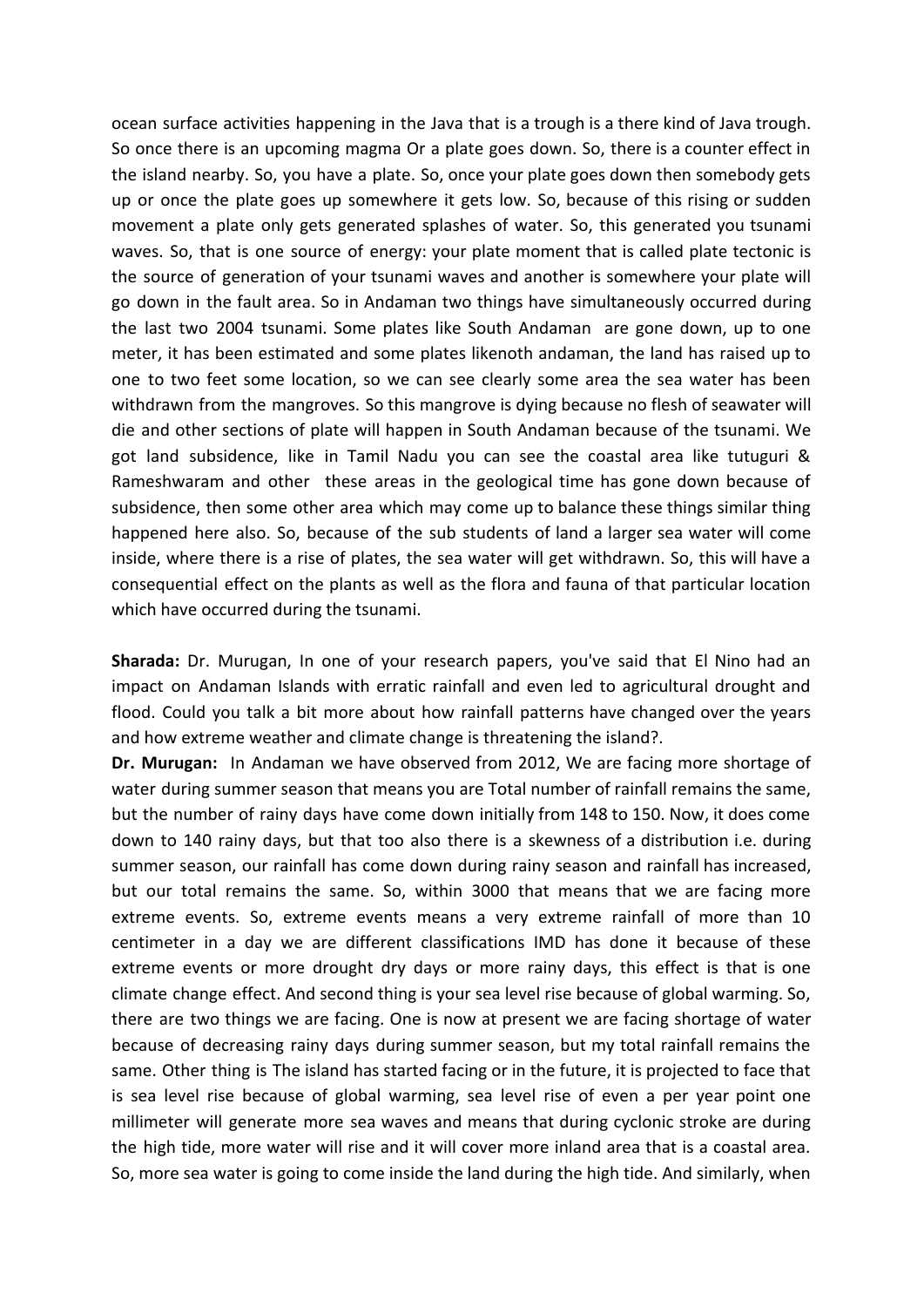ocean surface activities happening in the Java that is a trough is a there kind of Java trough. So once there is an upcoming magma Or a plate goes down. So, there is a counter effect in the island nearby. So, you have a plate. So, once your plate goes down then somebody gets up or once the plate goes up somewhere it gets low. So, because of this rising or sudden movement a plate only gets generated splashes of water. So, this generated you tsunami waves. So, that is one source of energy: your plate moment that is called plate tectonic is the source of generation of your tsunami waves and another is somewhere your plate will go down in the fault area. So in Andaman two things have simultaneously occurred during the last two 2004 tsunami. Some plates like South Andaman are gone down, up to one meter, it has been estimated and some plates likenoth andaman, the land has raised up to one to two feet some location, so we can see clearly some area the sea water has been withdrawn from the mangroves. So this mangrove is dying because no flesh of seawater will die and other sections of plate will happen in South Andaman because of the tsunami. We got land subsidence, like in Tamil Nadu you can see the coastal area like tutuguri & Rameshwaram and other these areas in the geological time has gone down because of subsidence, then some other area which may come up to balance these things similar thing happened here also. So, because of the sub students of land a larger sea water will come inside, where there is a rise of plates, the sea water will get withdrawn. So, this will have a consequential effect on the plants as well as the flora and fauna of that particular location which have occurred during the tsunami.

**Sharada:** Dr. Murugan, In one of your research papers, you've said that El Nino had an impact on Andaman Islands with erratic rainfall and even led to agricultural drought and flood. Could you talk a bit more about how rainfall patterns have changed over the years and how extreme weather and climate change is threatening the island?.

**Dr. Murugan:** In Andaman we have observed from 2012, We are facing more shortage of water during summer season that means you are Total number of rainfall remains the same, but the number of rainy days have come down initially from 148 to 150. Now, it does come down to 140 rainy days, but that too also there is a skewness of a distribution i.e. during summer season, our rainfall has come down during rainy season and rainfall has increased, but our total remains the same. So, within 3000 that means that we are facing more extreme events. So, extreme events means a very extreme rainfall of more than 10 centimeter in a day we are different classifications IMD has done it because of these extreme events or more drought dry days or more rainy days, this effect is that is one climate change effect. And second thing is your sea level rise because of global warming. So, there are two things we are facing. One is now at present we are facing shortage of water because of decreasing rainy days during summer season, but my total rainfall remains the same. Other thing is The island has started facing or in the future, it is projected to face that is sea level rise because of global warming, sea level rise of even a per year point one millimeter will generate more sea waves and means that during cyclonic stroke are during the high tide, more water will rise and it will cover more inland area that is a coastal area. So, more sea water is going to come inside the land during the high tide. And similarly, when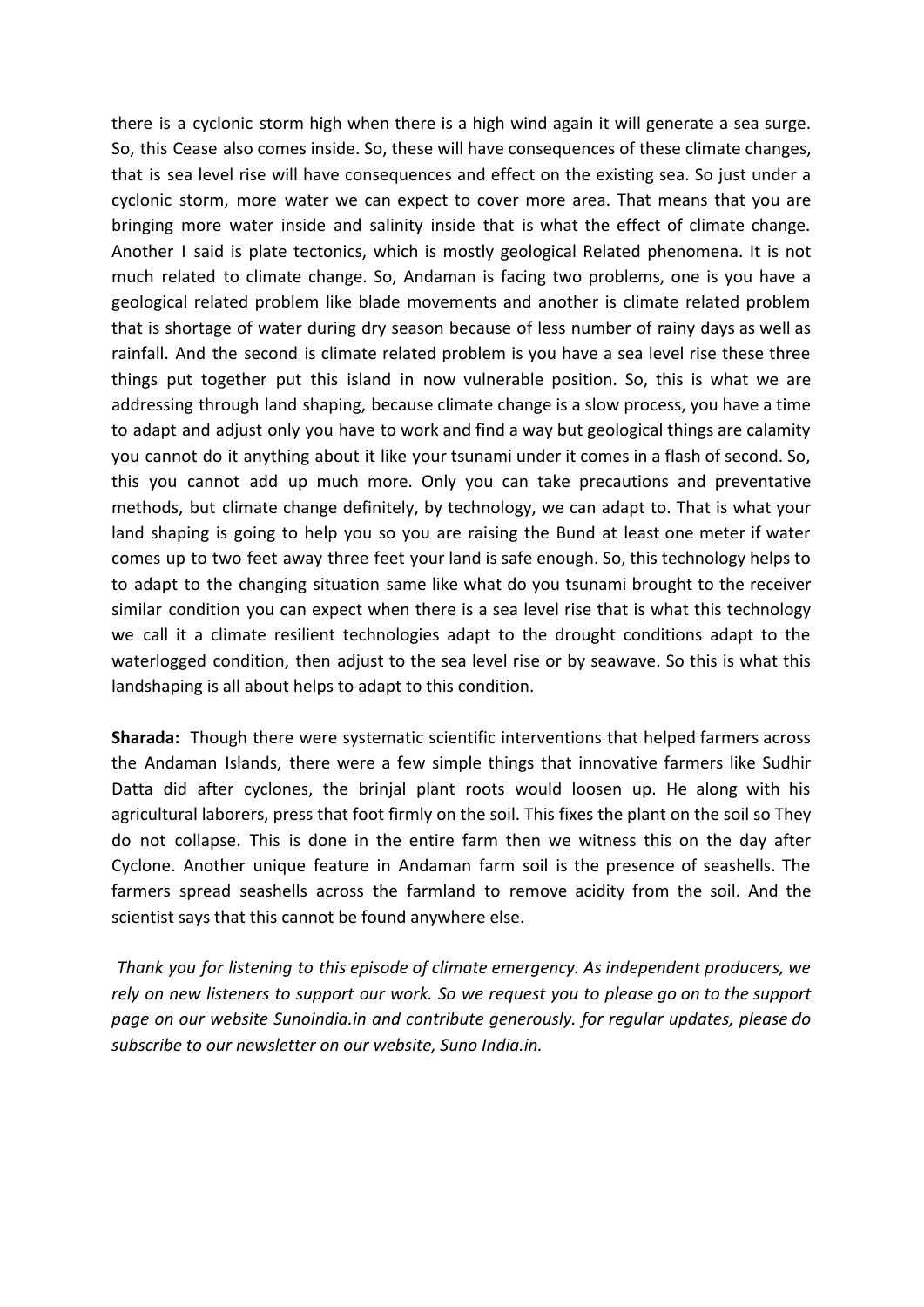there is a cyclonic storm high when there is a high wind again it will generate a sea surge. So, this Cease also comes inside. So, these will have consequences of these climate changes, that is sea level rise will have consequences and effect on the existing sea. So just under a cyclonic storm, more water we can expect to cover more area. That means that you are bringing more water inside and salinity inside that is what the effect of climate change. Another I said is plate tectonics, which is mostly geological Related phenomena. It is not much related to climate change. So, Andaman is facing two problems, one is you have a geological related problem like blade movements and another is climate related problem that is shortage of water during dry season because of less number of rainy days as well as rainfall. And the second is climate related problem is you have a sea level rise these three things put together put this island in now vulnerable position. So, this is what we are addressing through land shaping, because climate change is a slow process, you have a time to adapt and adjust only you have to work and find a way but geological things are calamity you cannot do it anything about it like your tsunami under it comes in a flash of second. So, this you cannot add up much more. Only you can take precautions and preventative methods, but climate change definitely, by technology, we can adapt to. That is what your land shaping is going to help you so you are raising the Bund at least one meter if water comes up to two feet away three feet your land is safe enough. So, this technology helps to to adapt to the changing situation same like what do you tsunami brought to the receiver similar condition you can expect when there is a sea level rise that is what this technology we call it a climate resilient technologies adapt to the drought conditions adapt to the waterlogged condition, then adjust to the sea level rise or by seawave. So this is what this landshaping is all about helps to adapt to this condition.

**Sharada:** Though there were systematic scientific interventions that helped farmers across the Andaman Islands, there were a few simple things that innovative farmers like Sudhir Datta did after cyclones, the brinjal plant roots would loosen up. He along with his agricultural laborers, press that foot firmly on the soil. This fixes the plant on the soil so They do not collapse. This is done in the entire farm then we witness this on the day after Cyclone. Another unique feature in Andaman farm soil is the presence of seashells. The farmers spread seashells across the farmland to remove acidity from the soil. And the scientist says that this cannot be found anywhere else.

*Thank you for listening to this episode of climate emergency. As independent producers, we rely on new listeners to support our work. So we request you to please go on to the support page on our website Sunoindia.in and contribute generously. for regular updates, please do subscribe to our newsletter on our website, Suno India.in.*